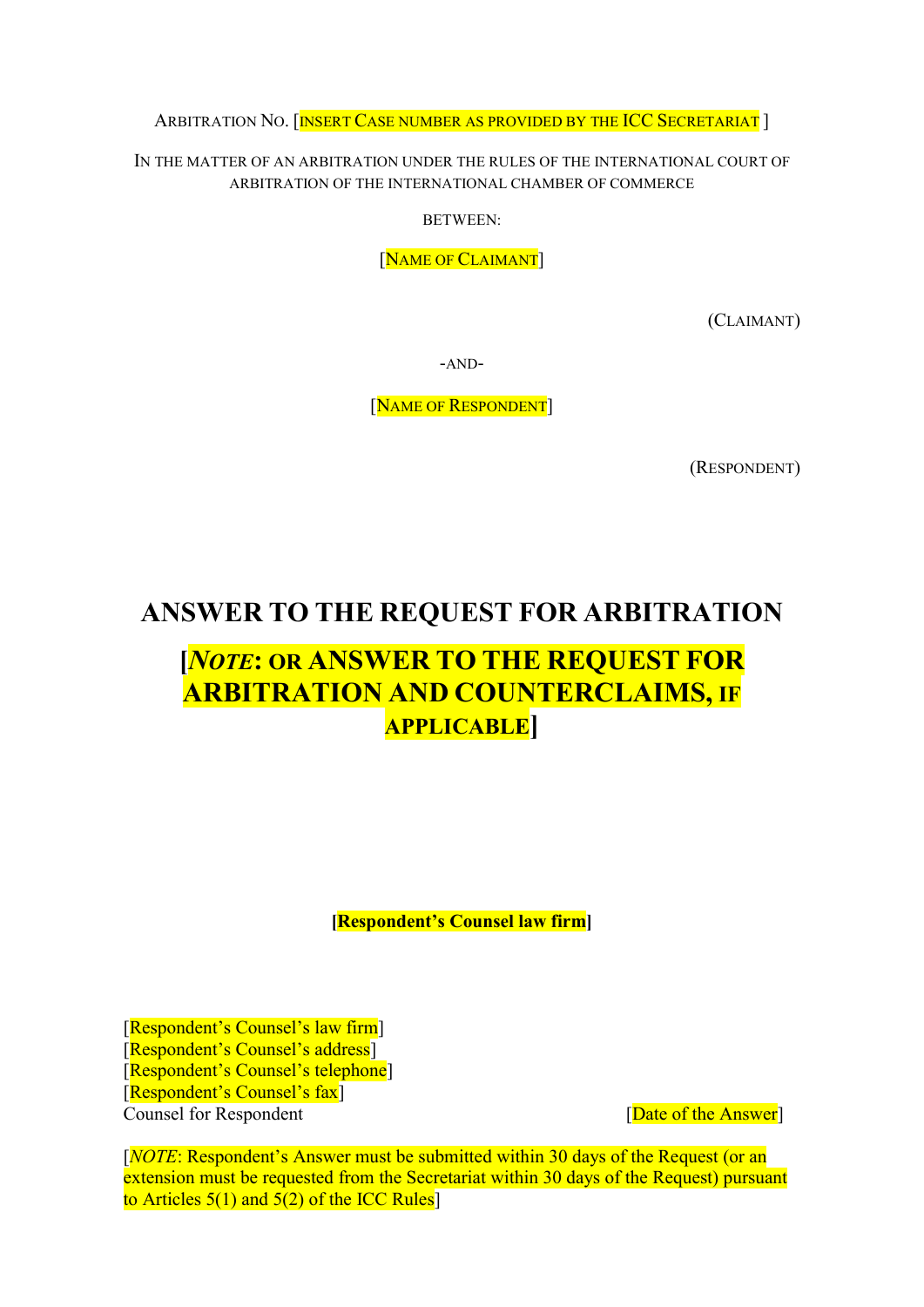ARBITRATION NO. [INSERT CASE NUMBER AS PROVIDED BY THE ICC SECRETARIAT ]

IN THE MATTER OF AN ARBITRATION UNDER THE RULES OF THE INTERNATIONAL COURT OF ARBITRATION OF THE INTERNATIONAL CHAMBER OF COMMERCE

BETWEEN:

[NAME OF CLAIMANT]

(CLAIMANT)

-AND-

[NAME OF RESPONDENT]

(RESPONDENT)

# ANSWER TO THE REQUEST FOR ARBITRATION

## [*NOTE*: OR ANSWER TO THE REQUEST FOR ARBITRATION AND COUNTERCLAIMS, IF APPLICABLE]

**[Respondent's Counsel law firm]**

[Respondent's Counsel's law firm]
[Respondent's Counsel's address]
[Respondent's Counsel's telephone]
[Respondent's Counsel's fax]
Counsel for Respondent

[Date of the Answer]

[*NOTE*: Respondent's Answer must be submitted within 30 days of the Request (or an extension must be requested from the Secretariat within 30 days of the Request) pursuant to Articles 5(1) and 5(2) of the ICC Rules]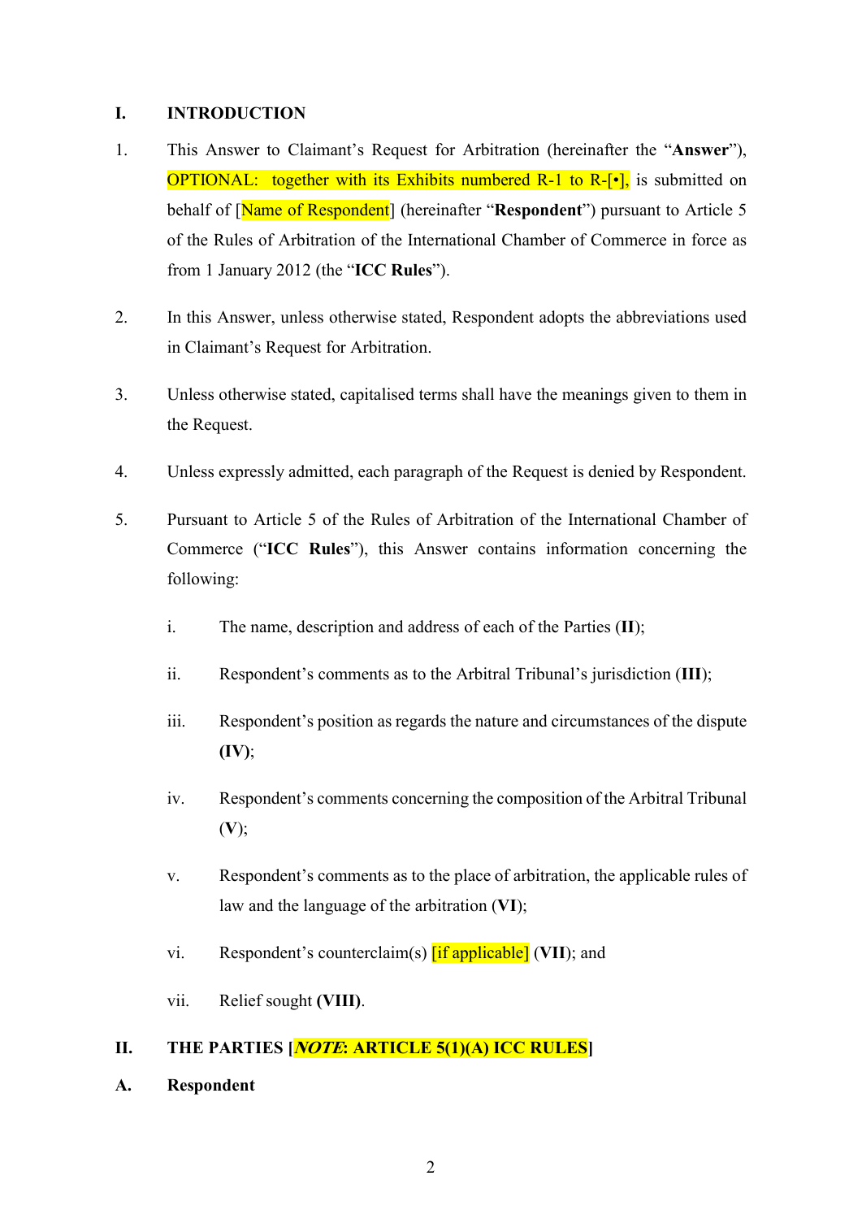## I. INTRODUCTION

1. This Answer to Claimant's Request for Arbitration (hereinafter the "**Answer**"), OPTIONAL: together with its Exhibits numbered R-1 to R-[•], is submitted on behalf of [Name of Respondent] (hereinafter "**Respondent**") pursuant to Article 5 of the Rules of Arbitration of the International Chamber of Commerce in force as from 1 January 2012 (the "**ICC Rules**").

2. In this Answer, unless otherwise stated, Respondent adopts the abbreviations used in Claimant's Request for Arbitration.

3. Unless otherwise stated, capitalised terms shall have the meanings given to them in the Request.

4. Unless expressly admitted, each paragraph of the Request is denied by Respondent.

5. Pursuant to Article 5 of the Rules of Arbitration of the International Chamber of Commerce ("**ICC Rules**"), this Answer contains information concerning the following:

   i. The name, description and address of each of the Parties (**II**);

   ii. Respondent's comments as to the Arbitral Tribunal's jurisdiction (**III**);

   iii. Respondent's position as regards the nature and circumstances of the dispute **(IV)**;

   iv. Respondent's comments concerning the composition of the Arbitral Tribunal (**V**);

   v. Respondent's comments as to the place of arbitration, the applicable rules of law and the language of the arbitration (**VI**);

   vi. Respondent's counterclaim(s) [if applicable] (**VII**); and

   vii. Relief sought **(VIII)**.

## II. THE PARTIES [***NOTE*: ARTICLE 5(1)(A) ICC RULES**]

### A. Respondent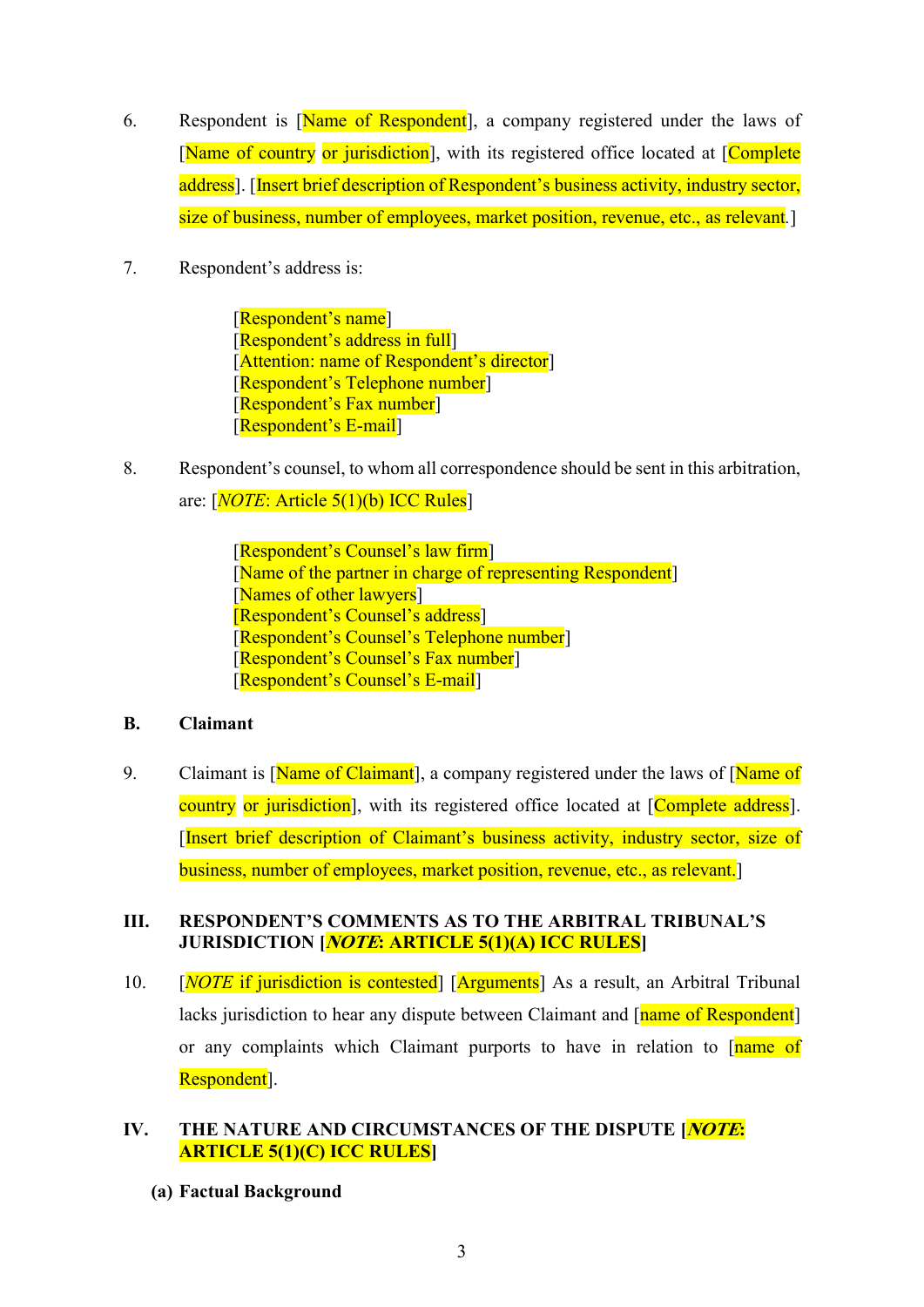6. Respondent is [Name of Respondent], a company registered under the laws of [Name of country or jurisdiction], with its registered office located at [Complete address]. [Insert brief description of Respondent's business activity, industry sector, size of business, number of employees, market position, revenue, etc., as relevant.]

7. Respondent's address is:

   [Respondent's name]
   [Respondent's address in full]
   [Attention: name of Respondent's director]
   [Respondent's Telephone number]
   [Respondent's Fax number]
   [Respondent's E-mail]

8. Respondent's counsel, to whom all correspondence should be sent in this arbitration, are: [*NOTE*: Article 5(1)(b) ICC Rules]

   [Respondent's Counsel's law firm]
   [Name of the partner in charge of representing Respondent]
   [Names of other lawyers]
   [Respondent's Counsel's address]
   [Respondent's Counsel's Telephone number]
   [Respondent's Counsel's Fax number]
   [Respondent's Counsel's E-mail]

### B. Claimant

9. Claimant is [Name of Claimant], a company registered under the laws of [Name of country or jurisdiction], with its registered office located at [Complete address]. [Insert brief description of Claimant's business activity, industry sector, size of business, number of employees, market position, revenue, etc., as relevant.]

## III. RESPONDENT'S COMMENTS AS TO THE ARBITRAL TRIBUNAL'S JURISDICTION [*NOTE*: ARTICLE 5(1)(A) ICC RULES]

10. [*NOTE* if jurisdiction is contested] [Arguments] As a result, an Arbitral Tribunal lacks jurisdiction to hear any dispute between Claimant and [name of Respondent] or any complaints which Claimant purports to have in relation to [name of Respondent].

## IV. THE NATURE AND CIRCUMSTANCES OF THE DISPUTE [*NOTE*: ARTICLE 5(1)(C) ICC RULES]

### (a) Factual Background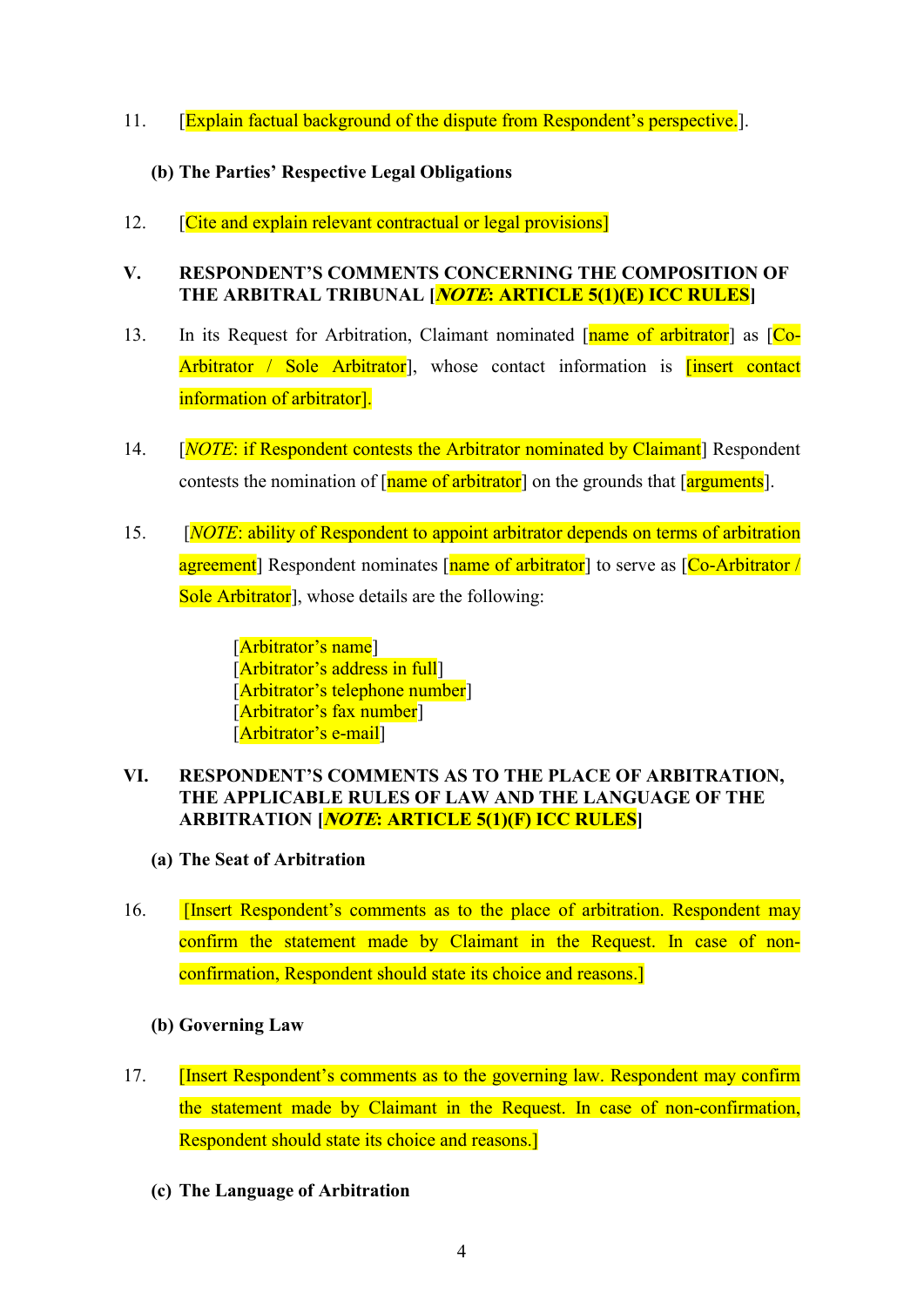11. [Explain factual background of the dispute from Respondent's perspective.].

**(b) The Parties' Respective Legal Obligations**

12. [Cite and explain relevant contractual or legal provisions]

## V. RESPONDENT'S COMMENTS CONCERNING THE COMPOSITION OF THE ARBITRAL TRIBUNAL [***NOTE*: ARTICLE 5(1)(E) ICC RULES**]

13. In its Request for Arbitration, Claimant nominated [name of arbitrator] as [Co-Arbitrator / Sole Arbitrator], whose contact information is [insert contact information of arbitrator].

14. [*NOTE*: if Respondent contests the Arbitrator nominated by Claimant] Respondent contests the nomination of [name of arbitrator] on the grounds that [arguments].

15. [*NOTE*: ability of Respondent to appoint arbitrator depends on terms of arbitration agreement] Respondent nominates [name of arbitrator] to serve as [Co-Arbitrator / Sole Arbitrator], whose details are the following:

    [Arbitrator's name]
    [Arbitrator's address in full]
    [Arbitrator's telephone number]
    [Arbitrator's fax number]
    [Arbitrator's e-mail]

## VI. RESPONDENT'S COMMENTS AS TO THE PLACE OF ARBITRATION, THE APPLICABLE RULES OF LAW AND THE LANGUAGE OF THE ARBITRATION [***NOTE*: ARTICLE 5(1)(F) ICC RULES**]

**(a) The Seat of Arbitration**

16. [Insert Respondent's comments as to the place of arbitration. Respondent may confirm the statement made by Claimant in the Request. In case of non-confirmation, Respondent should state its choice and reasons.]

**(b) Governing Law**

17. [Insert Respondent's comments as to the governing law. Respondent may confirm the statement made by Claimant in the Request. In case of non-confirmation, Respondent should state its choice and reasons.]

**(c) The Language of Arbitration**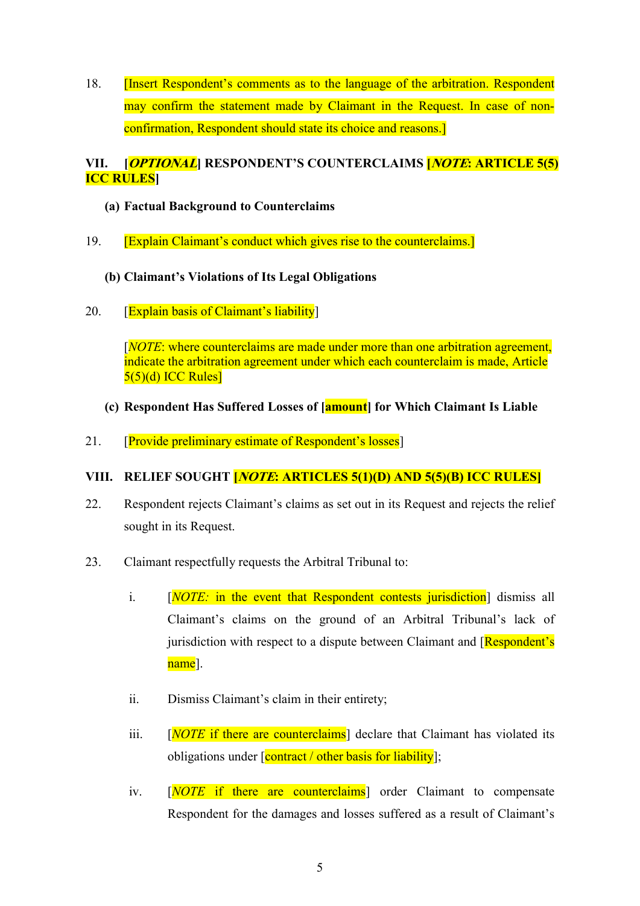18. [Insert Respondent's comments as to the language of the arbitration. Respondent may confirm the statement made by Claimant in the Request. In case of non-confirmation, Respondent should state its choice and reasons.]

## VII. [*OPTIONAL*] RESPONDENT'S COUNTERCLAIMS [*NOTE*: ARTICLE 5(5) ICC RULES]

### (a) Factual Background to Counterclaims

19. [Explain Claimant's conduct which gives rise to the counterclaims.]

### (b) Claimant's Violations of Its Legal Obligations

20. [Explain basis of Claimant's liability]

    [*NOTE*: where counterclaims are made under more than one arbitration agreement, indicate the arbitration agreement under which each counterclaim is made, Article 5(5)(d) ICC Rules]

### (c) Respondent Has Suffered Losses of [amount] for Which Claimant Is Liable

21. [Provide preliminary estimate of Respondent's losses]

## VIII. RELIEF SOUGHT [*NOTE*: ARTICLES 5(1)(D) AND 5(5)(B) ICC RULES]

22. Respondent rejects Claimant's claims as set out in its Request and rejects the relief sought in its Request.

23. Claimant respectfully requests the Arbitral Tribunal to:

    i. [*NOTE:* in the event that Respondent contests jurisdiction] dismiss all Claimant's claims on the ground of an Arbitral Tribunal's lack of jurisdiction with respect to a dispute between Claimant and [Respondent's name].

    ii. Dismiss Claimant's claim in their entirety;

    iii. [*NOTE* if there are counterclaims] declare that Claimant has violated its obligations under [contract / other basis for liability];

    iv. [*NOTE* if there are counterclaims] order Claimant to compensate Respondent for the damages and losses suffered as a result of Claimant's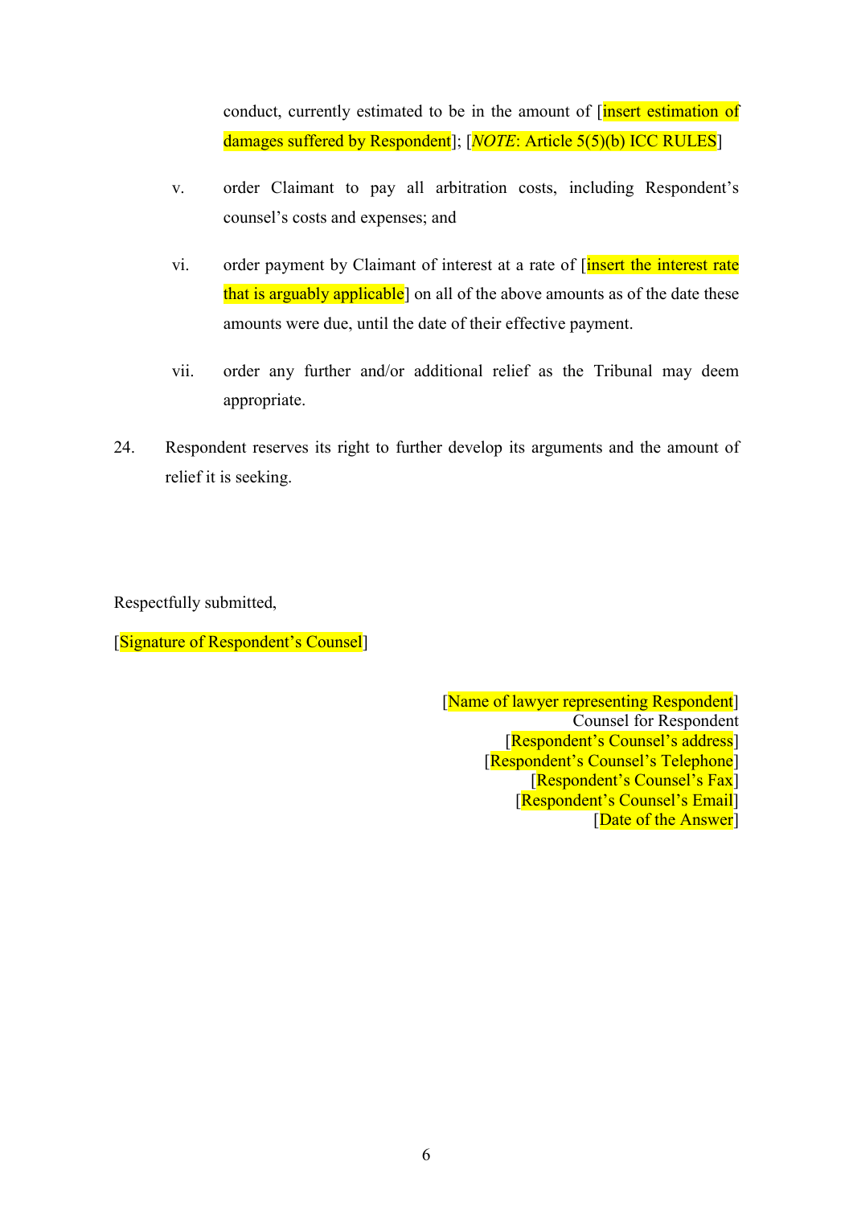conduct, currently estimated to be in the amount of [insert estimation of damages suffered by Respondent]; [*NOTE*: Article 5(5)(b) ICC RULES]

v. order Claimant to pay all arbitration costs, including Respondent's counsel's costs and expenses; and

vi. order payment by Claimant of interest at a rate of [insert the interest rate that is arguably applicable] on all of the above amounts as of the date these amounts were due, until the date of their effective payment.

vii. order any further and/or additional relief as the Tribunal may deem appropriate.

24. Respondent reserves its right to further develop its arguments and the amount of relief it is seeking.

Respectfully submitted,

[Signature of Respondent's Counsel]

[Name of lawyer representing Respondent]
Counsel for Respondent
[Respondent's Counsel's address]
[Respondent's Counsel's Telephone]
[Respondent's Counsel's Fax]
[Respondent's Counsel's Email]
[Date of the Answer]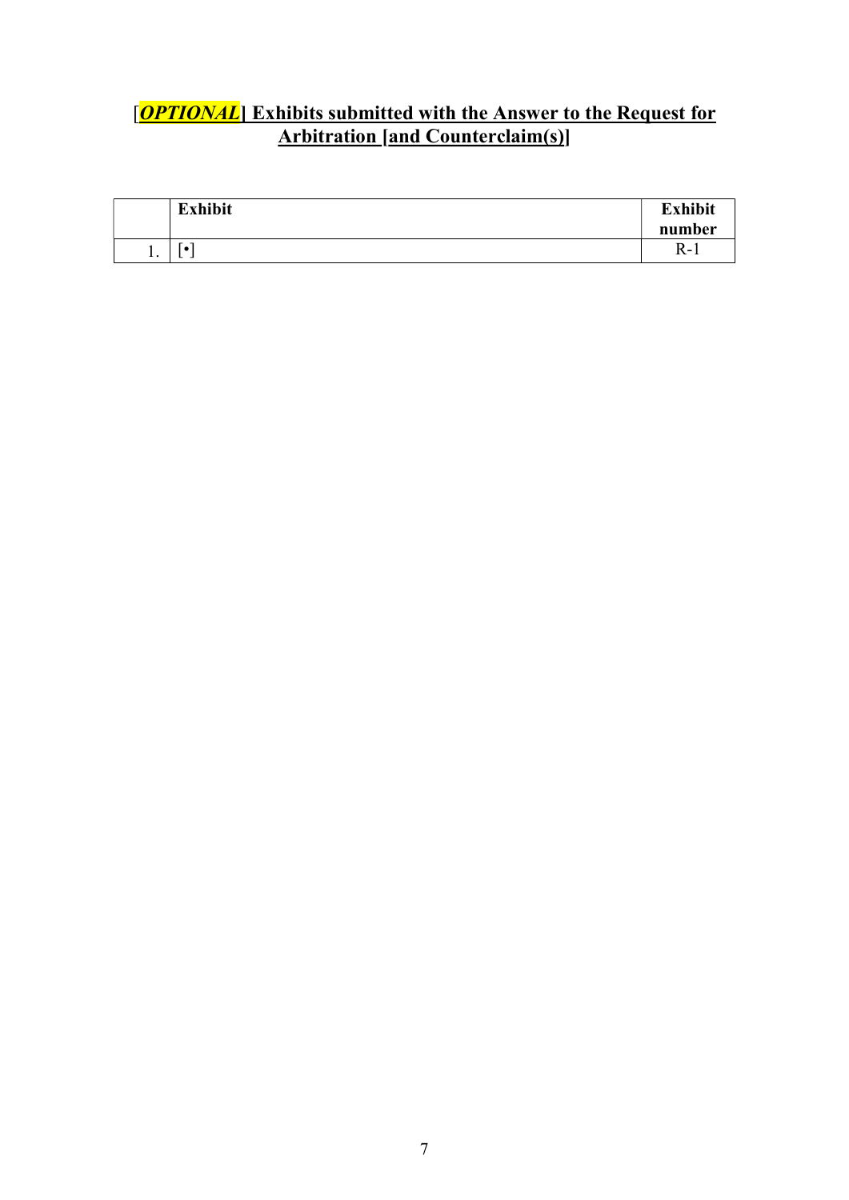## [***OPTIONAL***] Exhibits submitted with the Answer to the Request for Arbitration [and Counterclaim(s)]

| | Exhibit | Exhibit number |
|---|---|---|
| 1. | [•] | R-1 |